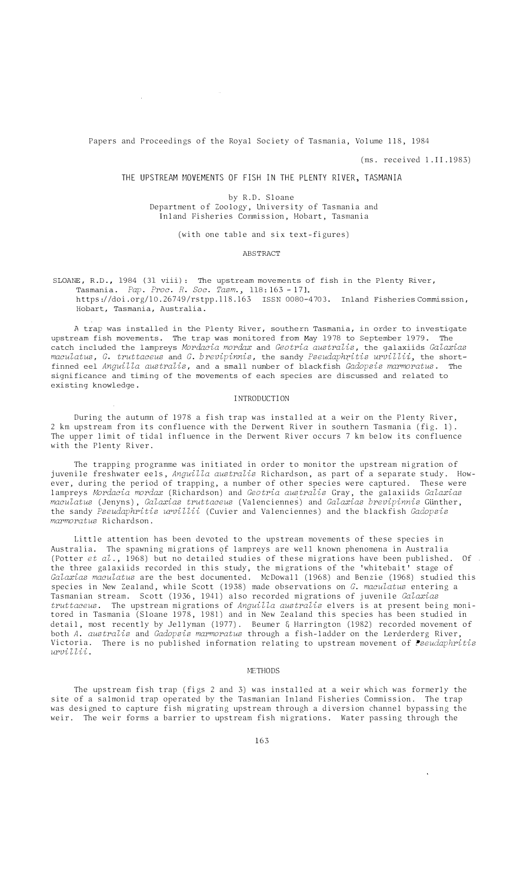Papers and Proceedings of the Royal Society of Tasmania, Volume 118, 1984

(ms. received 1.II.1983)

# THE UPSTREAM MOVEMENTS OF FISH IN THE PLENTY RIVER, TASMANIA

by R.D. Sloane
Department of Zoology, University of Tasmania and
Inland Fisheries Commission, Hobart, Tasmania

(with one table and six text-figures)

## ABSTRACT

SLOANE, R.D., 1984 (31 viii): The upstream movements of fish in the Plenty River, Tasmania. *Pap. Proc. R. Soc. Tasm.*, 118: 163 - 171. https://doi.org/10.26749/rstpp.118.163 ISSN 0080-4703. Inland Fisheries Commission, Hobart, Tasmania, Australia.

A trap was installed in the Plenty River, southern Tasmania, in order to investigate upstream fish movements. The trap was monitored from May 1978 to September 1979. The catch included the lampreys *Mordacia mordax* and *Geotria australis*, the galaxiids *Galaxias maculatus*, *G. truttaceus* and *G. brevipinnis*, the sandy *Pseudaphritis urvillii*, the short-finned eel *Anguilla australis*, and a small number of blackfish *Gadopsis marmoratus*. The significance and timing of the movements of each species are discussed and related to existing knowledge.

## INTRODUCTION

During the autumn of 1978 a fish trap was installed at a weir on the Plenty River, 2 km upstream from its confluence with the Derwent River in southern Tasmania (fig. 1). The upper limit of tidal influence in the Derwent River occurs 7 km below its confluence with the Plenty River.

The trapping programme was initiated in order to monitor the upstream migration of juvenile freshwater eels, *Anguilla australis* Richardson, as part of a separate study. However, during the period of trapping, a number of other species were captured. These were lampreys *Mordacia mordax* (Richardson) and *Geotria australis* Gray, the galaxiids *Galaxias maculatus* (Jenyns), *Galaxias truttaceus* (Valenciennes) and *Galaxias brevipinnis* Günther, the sandy *Pseudaphritis urvillii* (Cuvier and Valenciennes) and the blackfish *Gadopsis marmoratus* Richardson.

Little attention has been devoted to the upstream movements of these species in Australia. The spawning migrations of lampreys are well known phenomena in Australia (Potter *et al.*, 1968) but no detailed studies of these migrations have been published. Of the three galaxiids recorded in this study, the migrations of the 'whitebait' stage of *Galaxias maculatus* are the best documented. McDowall (1968) and Benzie (1968) studied this species in New Zealand, while Scott (1938) made observations on *G. maculatus* entering a Tasmanian stream. Scott (1936, 1941) also recorded migrations of juvenile *Galaxias truttaceus*. The upstream migrations of *Anguilla australis* elvers is at present being monitored in Tasmania (Sloane 1978, 1981) and in New Zealand this species has been studied in detail, most recently by Jellyman (1977). Beumer & Harrington (1982) recorded movement of both *A. australis* and *Gadopsis marmoratus* through a fish-ladder on the Lerderderg River, Victoria. There is no published information relating to upstream movement of *Pseudaphritis urvillii*.

## METHODS

The upstream fish trap (figs 2 and 3) was installed at a weir which was formerly the site of a salmonid trap operated by the Tasmanian Inland Fisheries Commission. The trap was designed to capture fish migrating upstream through a diversion channel bypassing the weir. The weir forms a barrier to upstream fish migrations. Water passing through the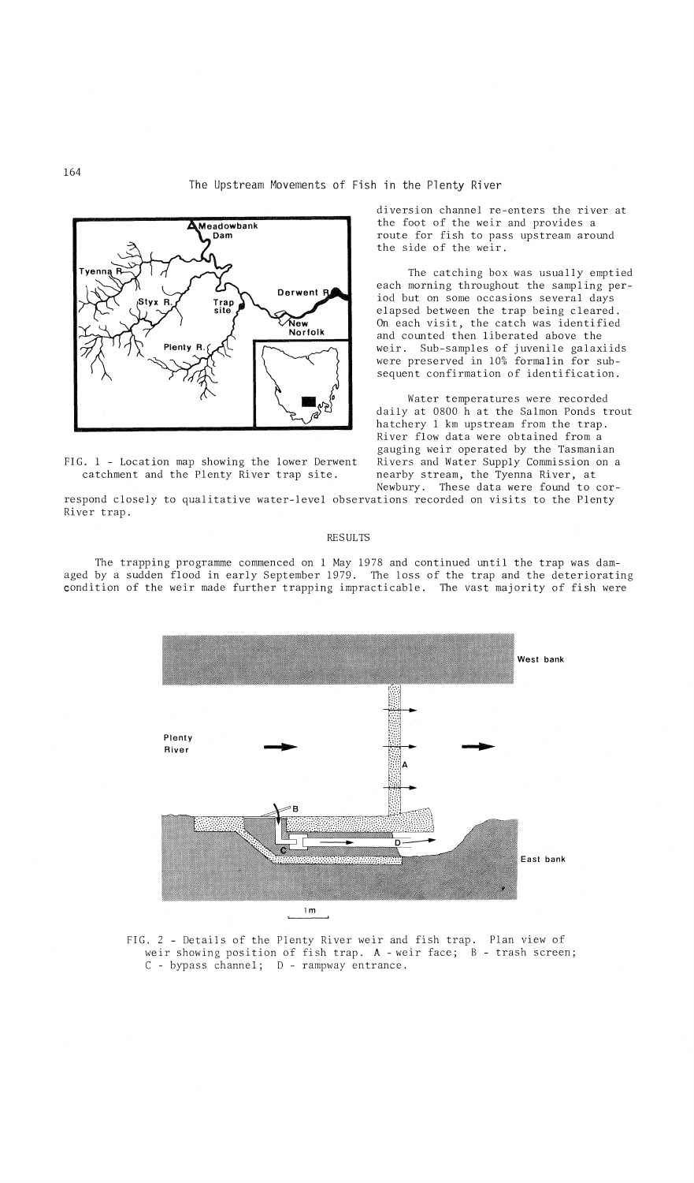diversion channel re-enters the river at the foot of the weir and provides a route for fish to pass upstream around the side of the weir.

The catching box was usually emptied each morning throughout the sampling period but on some occasions several days elapsed between the trap being cleared. On each visit, the catch was identified and counted then liberated above the weir. Sub-samples of juvenile galaxiids were preserved in 10% formalin for subsequent confirmation of identification.

Water temperatures were recorded daily at 0800 h at the Salmon Ponds trout hatchery 1 km upstream from the trap. River flow data were obtained from a gauging weir operated by the Tasmanian Rivers and Water Supply Commission on a nearby stream, the Tyenna River, at Newbury. These data were found to correspond closely to qualitative water-level observations recorded on visits to the Plenty River trap.

FIG. 1 - Location map showing the lower Derwent catchment and the Plenty River trap site.

## RESULTS

The trapping programme commenced on 1 May 1978 and continued until the trap was damaged by a sudden flood in early September 1979. The loss of the trap and the deteriorating condition of the weir made further trapping impracticable. The vast majority of fish were

FIG. 2 - Details of the Plenty River weir and fish trap. Plan view of weir showing position of fish trap. A - weir face; B - trash screen; C - bypass channel; D - rampway entrance.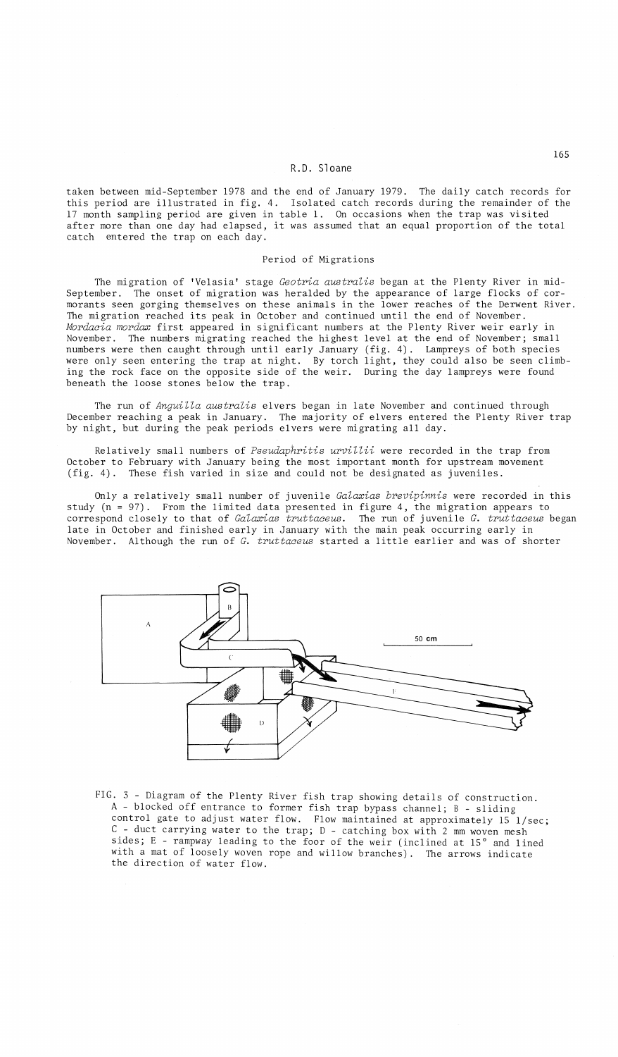taken between mid-September 1978 and the end of January 1979. The daily catch records for this period are illustrated in fig. 4. Isolated catch records during the remainder of the 17 month sampling period are given in table 1. On occasions when the trap was visited after more than one day had elapsed, it was assumed that an equal proportion of the total catch entered the trap on each day.

## Period of Migrations

The migration of 'Velasia' stage *Geotria australis* began at the Plenty River in mid-September. The onset of migration was heralded by the appearance of large flocks of cormorants seen gorging themselves on these animals in the lower reaches of the Derwent River. The migration reached its peak in October and continued until the end of November. *Mordacia mordax* first appeared in significant numbers at the Plenty River weir early in November. The numbers migrating reached the highest level at the end of November; small numbers were then caught through until early January (fig. 4). Lampreys of both species were only seen entering the trap at night. By torch light, they could also be seen climbing the rock face on the opposite side of the weir. During the day lampreys were found beneath the loose stones below the trap.

The run of *Anguilla australis* elvers began in late November and continued through December reaching a peak in January. The majority of elvers entered the Plenty River trap by night, but during the peak periods elvers were migrating all day.

Relatively small numbers of *Pseudaphritis urvillii* were recorded in the trap from October to February with January being the most important month for upstream movement (fig. 4). These fish varied in size and could not be designated as juveniles.

Only a relatively small number of juvenile *Galaxias brevipinnis* were recorded in this study (n = 97). From the limited data presented in figure 4, the migration appears to correspond closely to that of *Galaxias truttaceus*. The run of juvenile *G. truttaceus* began late in October and finished early in January with the main peak occurring early in November. Although the run of *G. truttaceus* started a little earlier and was of shorter

FIG. 3 - Diagram of the Plenty River fish trap showing details of construction. A - blocked off entrance to former fish trap bypass channel; B - sliding control gate to adjust water flow. Flow maintained at approximately 15 l/sec; C - duct carrying water to the trap; D - catching box with 2 mm woven mesh sides; E - rampway leading to the foor of the weir (inclined at 15° and lined with a mat of loosely woven rope and willow branches). The arrows indicate the direction of water flow.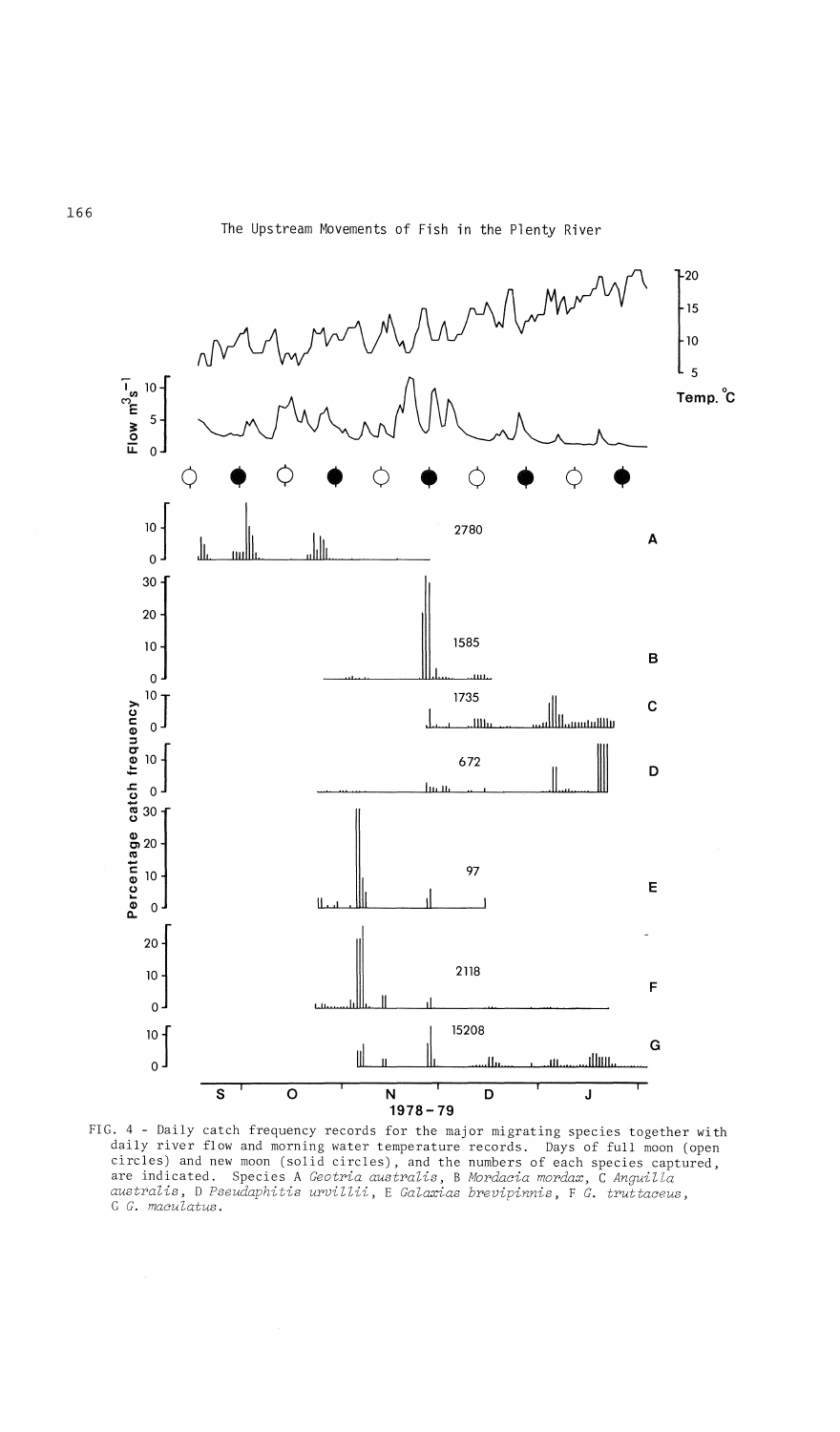FIG. 4 - Daily catch frequency records for the major migrating species together with daily river flow and morning water temperature records. Days of full moon (open circles) and new moon (solid circles), and the numbers of each species captured, are indicated. Species A *Geotria australis*, B *Mordacia mordax*, C *Anguilla australis*, D *Pseudaphitis urvillii*, E *Galaxias brevipinnis*, F *G. truttaceus*, G *G. maculatus*.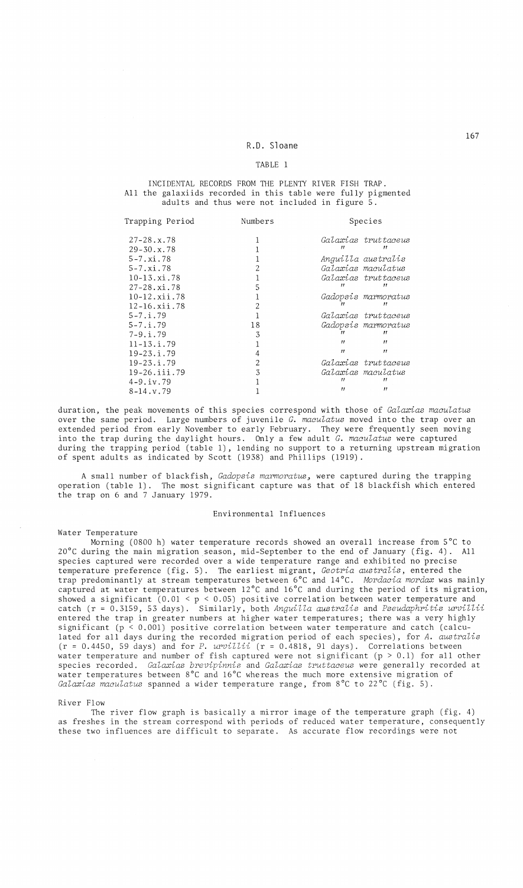TABLE 1

INCIDENTAL RECORDS FROM THE PLENTY RIVER FISH TRAP.
All the galaxiids recorded in this table were fully pigmented adults and thus were not included in figure 5.

| Trapping Period | Numbers | Species |
|---|---|---|
| 27-28.x.78 | 1 | *Galaxias truttaceus* |
| 29-30.x.78 | 1 | " " |
| 5-7.xi.78 | 1 | *Anguilla australis* |
| 5-7.xi.78 | 2 | *Galaxias maculatus* |
| 10-13.xi.78 | 1 | *Galaxias truttaceus* |
| 27-28.xi.78 | 5 | " " |
| 10-12.xii.78 | 1 | *Gadopsis marmoratus* |
| 12-16.xii.78 | 2 | " " |
| 5-7.i.79 | 1 | *Galaxias truttaceus* |
| 5-7.i.79 | 18 | *Gadopsis marmoratus* |
| 7-9.i.79 | 3 | " " |
| 11-13.i.79 | 1 | " " |
| 19-23.i.79 | 4 | " " |
| 19-23.i.79 | 2 | *Galaxias truttaceus* |
| 19-26.iii.79 | 3 | *Galaxias maculatus* |
| 4-9.iv.79 | 1 | " " |
| 8-14.v.79 | 1 | " " |

duration, the peak movements of this species correspond with those of *Galaxias maculatus* over the same period. Large numbers of juvenile *G. maculatus* moved into the trap over an extended period from early November to early February. They were frequently seen moving into the trap during the daylight hours. Only a few adult *G. maculatus* were captured during the trapping period (table 1), lending no support to a returning upstream migration of spent adults as indicated by Scott (1938) and Phillips (1919).

A small number of blackfish, *Gadopsis marmoratus*, were captured during the trapping operation (table 1). The most significant capture was that of 18 blackfish which entered the trap on 6 and 7 January 1979.

## Environmental Influences

### Water Temperature

Morning (0800 h) water temperature records showed an overall increase from 5°C to 20°C during the main migration season, mid-September to the end of January (fig. 4). All species captured were recorded over a wide temperature range and exhibited no precise temperature preference (fig. 5). The earliest migrant, *Geotria australis*, entered the trap predominantly at stream temperatures between 6°C and 14°C. *Mordacia mordax* was mainly captured at water temperatures between 12°C and 16°C and during the period of its migration, showed a significant ($0.01 < p < 0.05$) positive correlation between water temperature and catch ($r = 0.3159$, 53 days). Similarly, both *Anguilla australis* and *Pseudaphritis urvillii* entered the trap in greater numbers at higher water temperatures; there was a very highly significant ($p < 0.001$) positive correlation between water temperature and catch (calculated for all days during the recorded migration period of each species), for *A. australis* ($r = 0.4450$, 59 days) and for *P. urvillii* ($r = 0.4818$, 91 days). Correlations between water temperature and number of fish captured were not significant ($p > 0.1$) for all other species recorded. *Galaxias brevipinnis* and *Galaxias truttaceus* were generally recorded at water temperatures between 8°C and 16°C whereas the much more extensive migration of *Galaxias maculatus* spanned a wider temperature range, from 8°C to 22°C (fig. 5).

### River Flow

The river flow graph is basically a mirror image of the temperature graph (fig. 4) as freshes in the stream correspond with periods of reduced water temperature, consequently these two influences are difficult to separate. As accurate flow recordings were not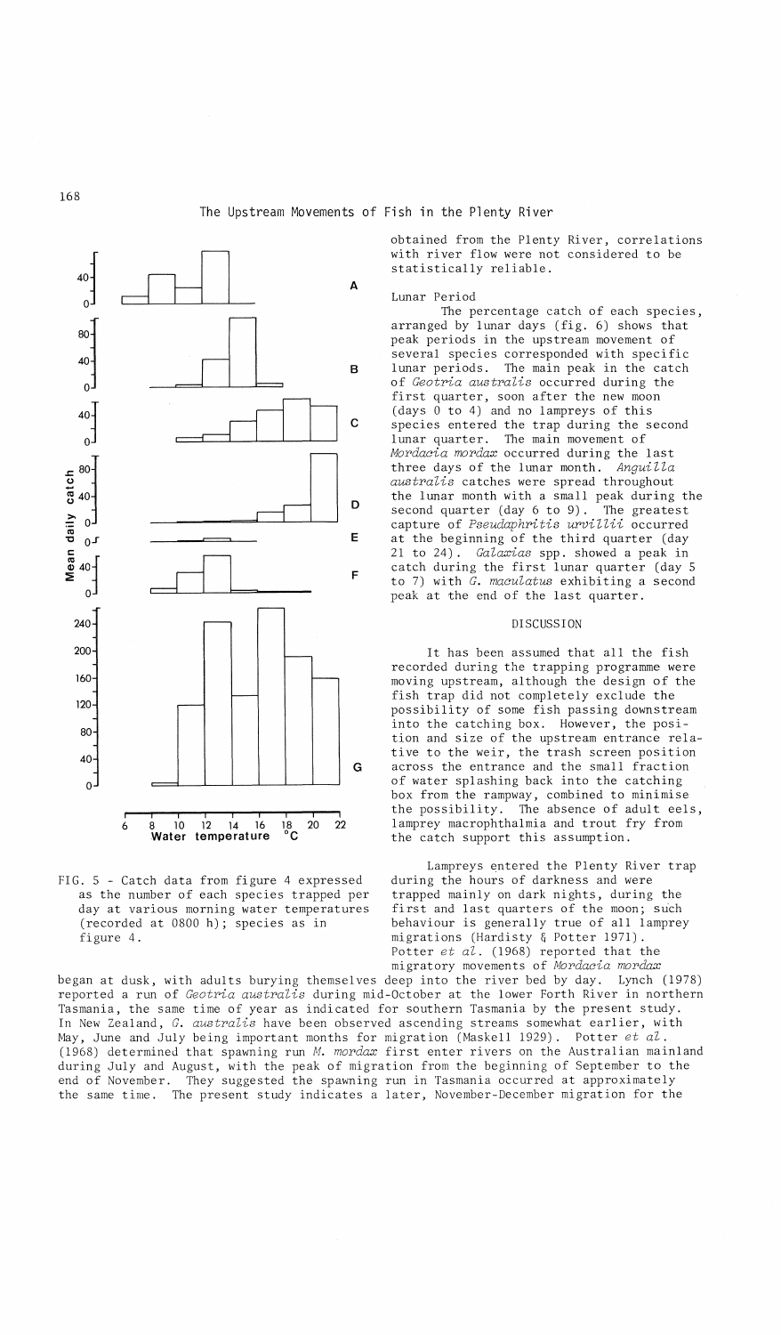FIG. 5 - Catch data from figure 4 expressed as the number of each species trapped per day at various morning water temperatures (recorded at 0800 h); species as in figure 4.

obtained from the Plenty River, correlations with river flow were not considered to be statistically reliable.

### Lunar Period

The percentage catch of each species, arranged by lunar days (fig. 6) shows that peak periods in the upstream movement of several species corresponded with specific lunar periods. The main peak in the catch of *Geotria australis* occurred during the first quarter, soon after the new moon (days 0 to 4) and no lampreys of this species entered the trap during the second lunar quarter. The main movement of *Mordacia mordax* occurred during the last three days of the lunar month. *Anguilla australis* catches were spread throughout the lunar month with a small peak during the second quarter (day 6 to 9). The greatest capture of *Pseudaphritis urvillii* occurred at the beginning of the third quarter (day 21 to 24). *Galaxias* spp. showed a peak in catch during the first lunar quarter (day 5 to 7) with *G. maculatus* exhibiting a second peak at the end of the last quarter.

## DISCUSSION

It has been assumed that all the fish recorded during the trapping programme were moving upstream, although the design of the fish trap did not completely exclude the possibility of some fish passing downstream into the catching box. However, the position and size of the upstream entrance relative to the weir, the trash screen position across the entrance and the small fraction of water splashing back into the catching box from the rampway, combined to minimise the possibility. The absence of adult eels, lamprey macrophthalmia and trout fry from the catch support this assumption.

Lampreys entered the Plenty River trap during the hours of darkness and were trapped mainly on dark nights, during the first and last quarters of the moon; such behaviour is generally true of all lamprey migrations (Hardisty & Potter 1971). Potter *et al.* (1968) reported that the migratory movements of *Mordacia mordax* began at dusk, with adults burying themselves deep into the river bed by day. Lynch (1978) reported a run of *Geotria australis* during mid-October at the lower Forth River in northern Tasmania, the same time of year as indicated for southern Tasmania by the present study. In New Zealand, *G. australis* have been observed ascending streams somewhat earlier, with May, June and July being important months for migration (Maskell 1929). Potter *et al.* (1968) determined that spawning run *M. mordax* first enter rivers on the Australian mainland during July and August, with the peak of migration from the beginning of September to the end of November. They suggested the spawning run in Tasmania occurred at approximately the same time. The present study indicates a later, November-December migration for the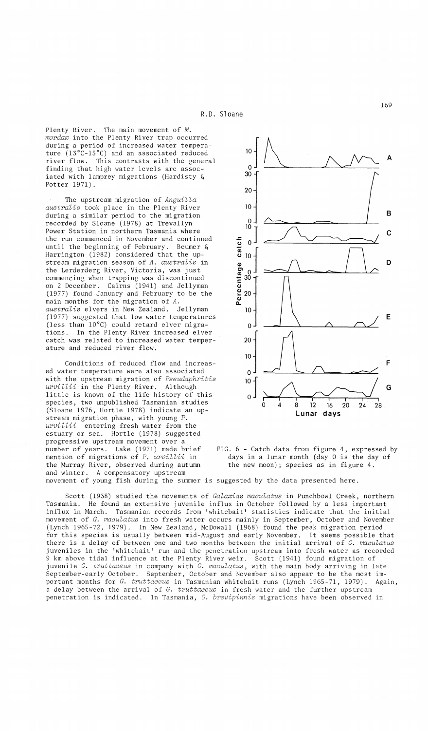Plenty River. The main movement of *M. mordax* into the Plenty River trap occurred during a period of increased water temperature (13°C-15°C) and an associated reduced river flow. This contrasts with the general finding that high water levels are associated with lamprey migrations (Hardisty & Potter 1971).

The upstream migration of *Anguilla australis* took place in the Plenty River during a similar period to the migration recorded by Sloane (1978) at Trevallyn Power Station in northern Tasmania where the run commenced in November and continued until the beginning of February. Beumer & Harrington (1982) considered that the upstream migration season of *A. australis* in the Lerderderg River, Victoria, was just commencing when trapping was discontinued on 2 December. Cairns (1941) and Jellyman (1977) found January and February to be the main months for the migration of *A. australis* elvers in New Zealand. Jellyman (1977) suggested that low water temperatures (less than 10°C) could retard elver migrations. In the Plenty River increased elver catch was related to increased water temperature and reduced river flow.

Conditions of reduced flow and increased water temperature were also associated with the upstream migration of *Pseudaphritis urvillii* in the Plenty River. Although little is known of the life history of this species, two unpublished Tasmanian studies (Sloane 1976, Hortle 1978) indicate an upstream migration phase, with young *P. urvillii* entering fresh water from the estuary or sea. Hortle (1978) suggested progressive upstream movement over a number of years. Lake (1971) made brief mention of migrations of *P. urvillii* in the Murray River, observed during autumn and winter. A compensatory upstream movement of young fish during the summer is suggested by the data presented here.

FIG. 6 - Catch data from figure 4, expressed by days in a lunar month (day 0 is the day of the new moon); species as in figure 4.

Scott (1938) studied the movements of *Galaxias maculatus* in Punchbowl Creek, northern Tasmania. He found an extensive juvenile influx in October followed by a less important influx in March. Tasmanian records from 'whitebait' statistics indicate that the initial movement of *G. maculatus* into fresh water occurs mainly in September, October and November (Lynch 1965-72, 1979). In New Zealand, McDowall (1968) found the peak migration period for this species is usually between mid-August and early November. It seems possible that there is a delay of between one and two months between the initial arrival of *G. maculatus* juveniles in the 'whitebait' run and the penetration upstream into fresh water as recorded 9 km above tidal influence at the Plenty River weir. Scott (1941) found migration of juvenile *G. truttaceus* in company with *G. maculatus*, with the main body arriving in late September-early October. September, October and November also appear to be the most important months for *G. truttaceus* in Tasmanian whitebait runs (Lynch 1965-71, 1979). Again, a delay between the arrival of *G. truttaceus* in fresh water and the further upstream penetration is indicated. In Tasmania, *G. brevipinnis* migrations have been observed in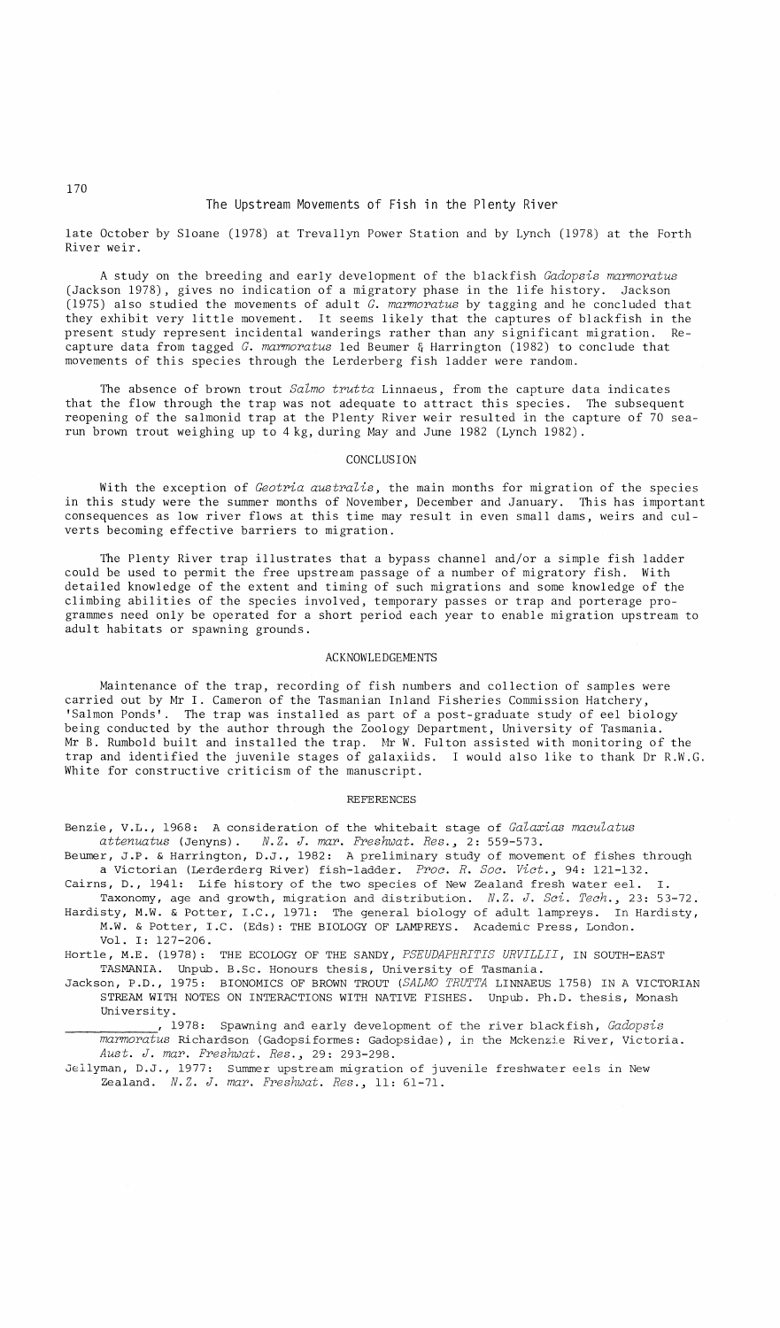late October by Sloane (1978) at Trevallyn Power Station and by Lynch (1978) at the Forth River weir.

A study on the breeding and early development of the blackfish *Gadopsis marmoratus* (Jackson 1978), gives no indication of a migratory phase in the life history. Jackson (1975) also studied the movements of adult *G. marmoratus* by tagging and he concluded that they exhibit very little movement. It seems likely that the captures of blackfish in the present study represent incidental wanderings rather than any significant migration. Recapture data from tagged *G. marmoratus* led Beumer & Harrington (1982) to conclude that movements of this species through the Lerderberg fish ladder were random.

The absence of brown trout *Salmo trutta* Linnaeus, from the capture data indicates that the flow through the trap was not adequate to attract this species. The subsequent reopening of the salmonid trap at the Plenty River weir resulted in the capture of 70 sea-run brown trout weighing up to 4 kg, during May and June 1982 (Lynch 1982).

## CONCLUSION

With the exception of *Geotria australis*, the main months for migration of the species in this study were the summer months of November, December and January. This has important consequences as low river flows at this time may result in even small dams, weirs and culverts becoming effective barriers to migration.

The Plenty River trap illustrates that a bypass channel and/or a simple fish ladder could be used to permit the free upstream passage of a number of migratory fish. With detailed knowledge of the extent and timing of such migrations and some knowledge of the climbing abilities of the species involved, temporary passes or trap and porterage programmes need only be operated for a short period each year to enable migration upstream to adult habitats or spawning grounds.

## ACKNOWLEDGEMENTS

Maintenance of the trap, recording of fish numbers and collection of samples were carried out by Mr I. Cameron of the Tasmanian Inland Fisheries Commission Hatchery, 'Salmon Ponds'. The trap was installed as part of a post-graduate study of eel biology being conducted by the author through the Zoology Department, University of Tasmania. Mr B. Rumbold built and installed the trap. Mr W. Fulton assisted with monitoring of the trap and identified the juvenile stages of galaxiids. I would also like to thank Dr R.W.G. White for constructive criticism of the manuscript.

## REFERENCES

Benzie, V.L., 1968: A consideration of the whitebait stage of *Galaxias maculatus attenuatus* (Jenyns). *N.Z. J. mar. Freshwat. Res.*, 2: 559-573.

Beumer, J.P. & Harrington, D.J., 1982: A preliminary study of movement of fishes through a Victorian (Lerderberg River) fish-ladder. *Proc. R. Soc. Vict.*, 94: 121-132.

Cairns, D., 1941: Life history of the two species of New Zealand fresh water eel. I. Taxonomy, age and growth, migration and distribution. *N.Z. J. Sci. Tech.*, 23: 53-72.

Hardisty, M.W. & Potter, I.C., 1971: The general biology of adult lampreys. In Hardisty, M.W. & Potter, I.C. (Eds): THE BIOLOGY OF LAMPREYS. Academic Press, London. Vol. I: 127-206.

Hortle, M.E. (1978): THE ECOLOGY OF THE SANDY, *PSEUDAPHRITIS URVILLII*, IN SOUTH-EAST TASMANIA. Unpub. B.Sc. Honours thesis, University of Tasmania.

Jackson, P.D., 1975: BIONOMICS OF BROWN TROUT (*SALMO TRUTTA* LINNAEUS 1758) IN A VICTORIAN STREAM WITH NOTES ON INTERACTIONS WITH NATIVE FISHES. Unpub. Ph.D. thesis, Monash University.

__________, 1978: Spawning and early development of the river blackfish, *Gadopsis marmoratus* Richardson (Gadopsiformes: Gadopsidae), in the Mckenzie River, Victoria. *Aust. J. mar. Freshwat. Res.*, 29: 293-298.

Jellyman, D.J., 1977: Summer upstream migration of juvenile freshwater eels in New Zealand. *N.Z. J. mar. Freshwat. Res.*, 11: 61-71.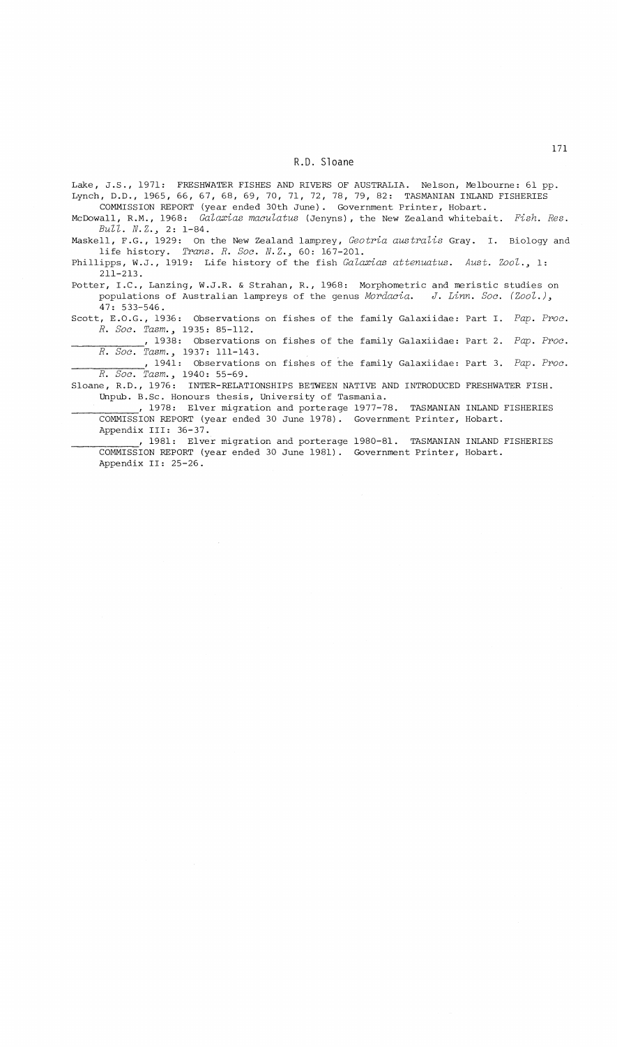Lake, J.S., 1971: FRESHWATER FISHES AND RIVERS OF AUSTRALIA. Nelson, Melbourne: 61 pp.

Lynch, D.D., 1965, 66, 67, 68, 69, 70, 71, 72, 78, 79, 82: TASMANIAN INLAND FISHERIES COMMISSION REPORT (year ended 30th June). Government Printer, Hobart.

McDowall, R.M., 1968: *Galaxias maculatus* (Jenyns), the New Zealand whitebait. *Fish. Res. Bull. N.Z.*, 2: 1-84.

Maskell, F.G., 1929: On the New Zealand lamprey, *Geotria australis* Gray. I. Biology and life history. *Trans. R. Soc. N.Z.*, 60: 167-201.

Phillipps, W.J., 1919: Life history of the fish *Galaxias attenuatus*. *Aust. Zool.*, 1: 211-213.

Potter, I.C., Lanzing, W.J.R. & Strahan, R., 1968: Morphometric and meristic studies on populations of Australian lampreys of the genus *Mordacia*. *J. Linn. Soc. (Zool.)*, 47: 533-546.

Scott, E.O.G., 1936: Observations on fishes of the family Galaxiidae: Part I. *Pap. Proc. R. Soc. Tasm.*, 1935: 85-112.

\_\_\_\_\_\_\_\_\_\_, 1938: Observations on fishes of the family Galaxiidae: Part 2. *Pap. Proc. R. Soc. Tasm.*, 1937: 111-143.

\_\_\_\_\_\_\_\_\_\_, 1941: Observations on fishes of the family Galaxiidae: Part 3. *Pap. Proc. R. Soc. Tasm.*, 1940: 55-69.

Sloane, R.D., 1976: INTER-RELATIONSHIPS BETWEEN NATIVE AND INTRODUCED FRESHWATER FISH. Unpub. B.Sc. Honours thesis, University of Tasmania.

\_\_\_\_\_\_\_\_\_\_, 1978: Elver migration and porterage 1977-78. TASMANIAN INLAND FISHERIES COMMISSION REPORT (year ended 30 June 1978). Government Printer, Hobart. Appendix III: 36-37.

\_\_\_\_\_\_\_\_\_\_, 1981: Elver migration and porterage 1980-81. TASMANIAN INLAND FISHERIES COMMISSION REPORT (year ended 30 June 1981). Government Printer, Hobart. Appendix II: 25-26.